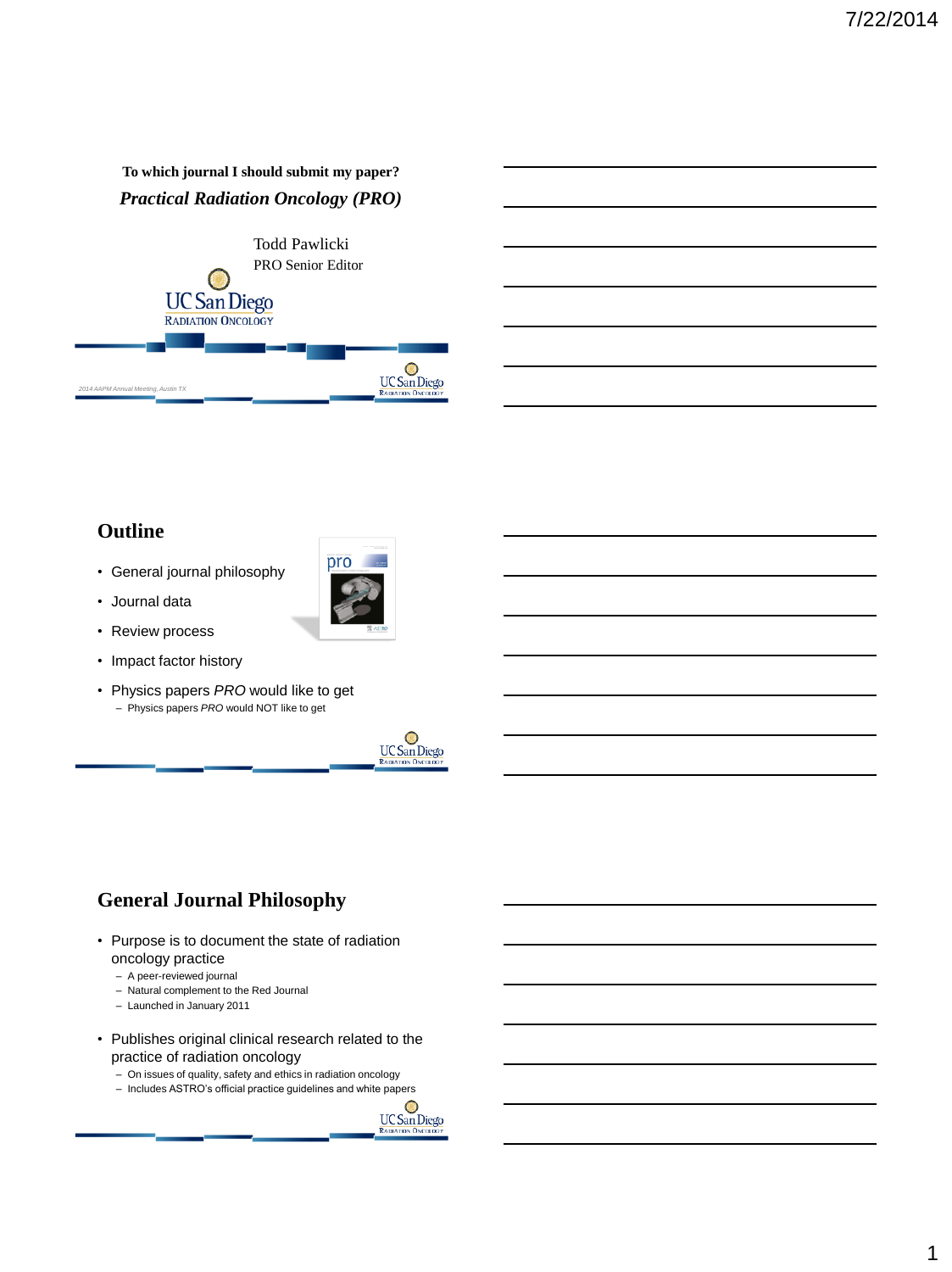**To which journal I should submit my paper?**

***Practical Radiation Oncology (PRO)***

Todd Pawlicki

PRO Senior Editor

UC San Diego
RADIATION ONCOLOGY

*2014 AAPM Annual Meeting, Austin TX*

## Outline

- General journal philosophy
- Journal data
- Review process
- Impact factor history
- Physics papers *PRO* would like to get
  - Physics papers *PRO* would NOT like to get

## General Journal Philosophy

- Purpose is to document the state of radiation oncology practice
  - A peer-reviewed journal
  - Natural complement to the Red Journal
  - Launched in January 2011
- Publishes original clinical research related to the practice of radiation oncology
  - On issues of quality, safety and ethics in radiation oncology
  - Includes ASTRO's official practice guidelines and white papers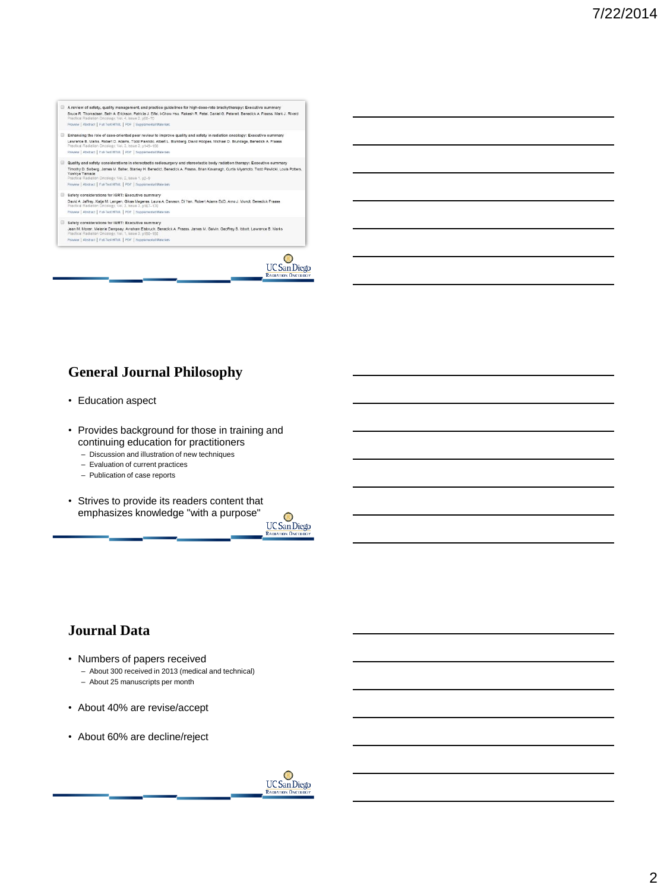A review of safety, quality management, and practice guidelines for high-dose-rate brachytherapy: Executive summary
Bruce R. Thomadsen, Beth A. Erickson, Patricia J. Eifel, I-Chow Hsu, Rakesh R. Patel, Daniel G. Petereit, Benedick A. Fraass, Mark J. Rivard
Practical Radiation Oncology, Vol. 4, Issue 2, p65–70
Preview | Abstract | Full-Text HTML | PDF | Supplemental Materials

Enhancing the role of case-oriented peer review to improve quality and safety in radiation oncology: Executive summary
Lawrence B. Marks, Robert D. Adams, Todd Pawlicki, Albert L. Blumberg, David Hoopes, Michael D. Brundage, Benedick A. Fraass
Practical Radiation Oncology, Vol. 3, Issue 3, p149–156
Preview | Abstract | Full-Text HTML | PDF | Supplemental Materials

Quality and safety considerations in stereotactic radiosurgery and stereotactic body radiation therapy: Executive summary
Timothy D. Solberg, James M. Balter, Stanley H. Benedict, Benedick A. Fraass, Brian Kavanagh, Curtis Miyamoto, Todd Pawlicki, Louis Potters, Yoshiya Yamada
Practical Radiation Oncology, Vol. 2, Issue 1, p2–9
Preview | Abstract | Full-Text HTML | PDF | Supplemental Materials

Safety considerations for IGRT: Executive summary
David A. Jaffray, Katja M. Langen, Gikas Mageras, Laura A. Dawson, Di Yan, Robert Adams EdD, Arno J. Mundt, Benedick Fraass
Practical Radiation Oncology, Vol. 3, Issue 3, p167–170
Preview | Abstract | Full-Text HTML | PDF | Supplemental Materials

Safety considerations for IMRT: Executive summary
Jean M. Moran, Melanie Dempsey, Avraham Eisbruch, Benedick A. Fraass, James M. Galvin, Geoffrey S. Ibbott, Lawrence B. Marks
Practical Radiation Oncology, Vol. 1, Issue 3, p190–195
Preview | Abstract | Full-Text HTML | PDF | Supplemental Materials

## General Journal Philosophy

- Education aspect
- Provides background for those in training and continuing education for practitioners
  - Discussion and illustration of new techniques
  - Evaluation of current practices
  - Publication of case reports
- Strives to provide its readers content that emphasizes knowledge "with a purpose"

## Journal Data

- Numbers of papers received
  - About 300 received in 2013 (medical and technical)
  - About 25 manuscripts per month
- About 40% are revise/accept
- About 60% are decline/reject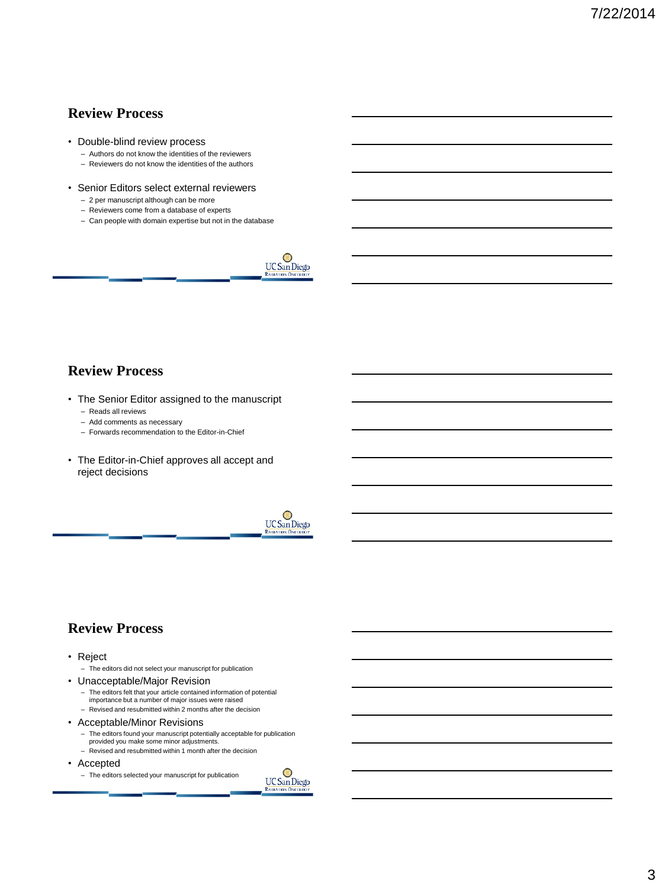## Review Process

- Double-blind review process
  - Authors do not know the identities of the reviewers
  - Reviewers do not know the identities of the authors
- Senior Editors select external reviewers
  - 2 per manuscript although can be more
  - Reviewers come from a database of experts
  - Can people with domain expertise but not in the database

## Review Process

- The Senior Editor assigned to the manuscript
  - Reads all reviews
  - Add comments as necessary
  - Forwards recommendation to the Editor-in-Chief
- The Editor-in-Chief approves all accept and reject decisions

## Review Process

- Reject
  - The editors did not select your manuscript for publication
- Unacceptable/Major Revision
  - The editors felt that your article contained information of potential importance but a number of major issues were raised
  - Revised and resubmitted within 2 months after the decision
- Acceptable/Minor Revisions
  - The editors found your manuscript potentially acceptable for publication provided you make some minor adjustments.
  - Revised and resubmitted within 1 month after the decision
- Accepted
  - The editors selected your manuscript for publication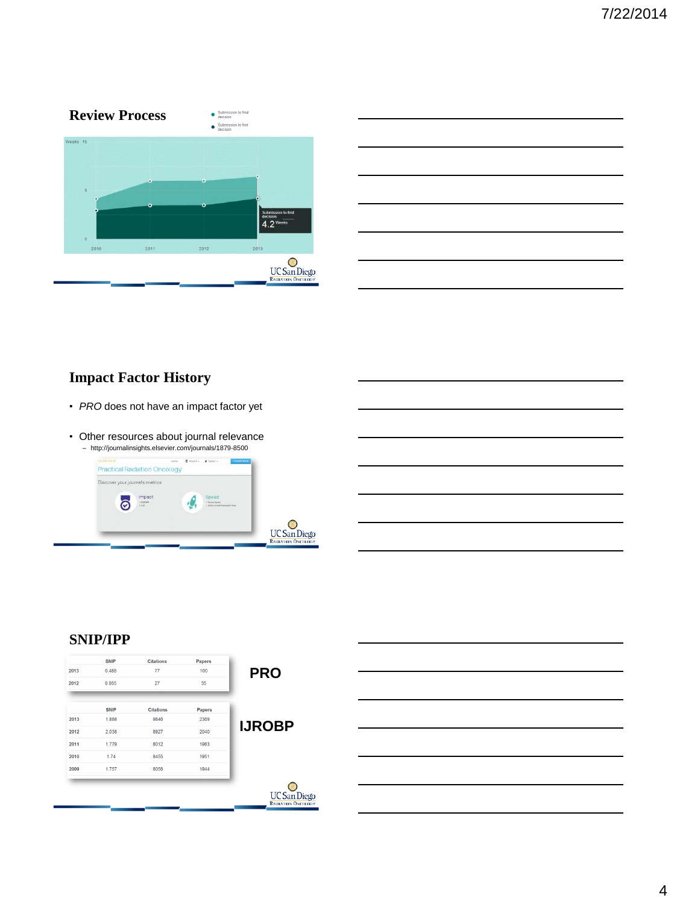## Review Process

- Submission to final decision
- Submission to first decision

Weeks 10

5

0

2010 2011 2012 2013

Submission to first decision 4.2 Weeks

## Impact Factor History

- *PRO* does not have an impact factor yet
- Other resources about journal relevance
  - http://journalinsights.elsevier.com/journals/1879-8500

Practical Radiation Oncology

Discover your journal's metrics

Impact

Speed

## SNIP/IPP

**PRO**

| | SNIP | Citations | Papers |
|---|---|---|---|
| 2013 | 0.488 | 77 | 100 |
| 2012 | 0.955 | 27 | 35 |

**IJROBP**

| | SNIP | Citations | Papers |
|---|---|---|---|
| 2013 | 1.888 | 9846 | 2369 |
| 2012 | 2.038 | 8927 | 2040 |
| 2011 | 1.779 | 8012 | 1963 |
| 2010 | 1.74 | 8455 | 1951 |
| 2009 | 1.757 | 8058 | 1944 |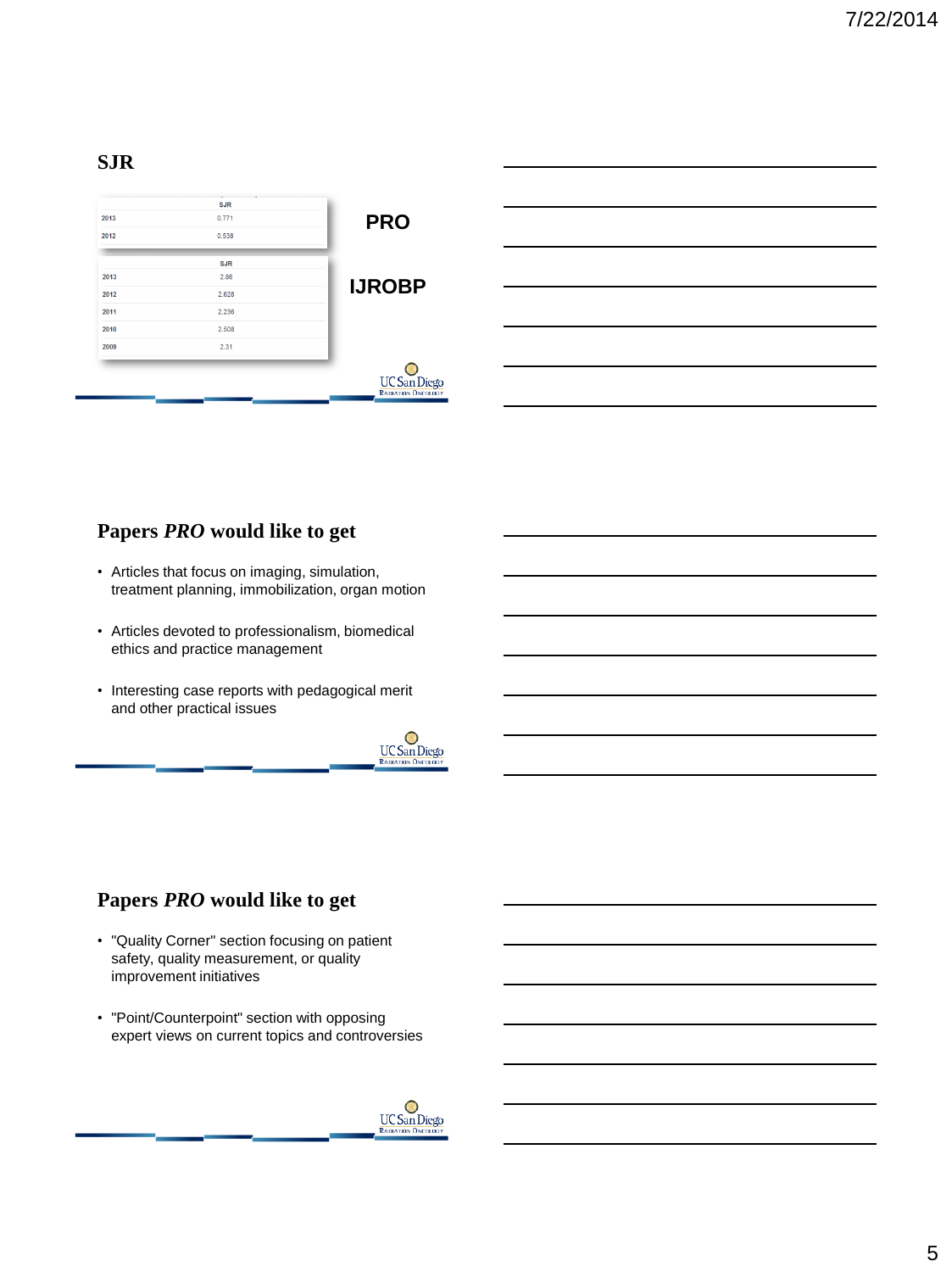## SJR

**PRO**

| | SJR |
|---|---|
| 2013 | 0.771 |
| 2012 | 0.538 |

**IJROBP**

| | SJR |
|---|---|
| 2013 | 2.86 |
| 2012 | 2.628 |
| 2011 | 2.236 |
| 2010 | 2.508 |
| 2009 | 2.31 |

## Papers *PRO* would like to get

- Articles that focus on imaging, simulation, treatment planning, immobilization, organ motion
- Articles devoted to professionalism, biomedical ethics and practice management
- Interesting case reports with pedagogical merit and other practical issues

## Papers *PRO* would like to get

- "Quality Corner" section focusing on patient safety, quality measurement, or quality improvement initiatives
- "Point/Counterpoint" section with opposing expert views on current topics and controversies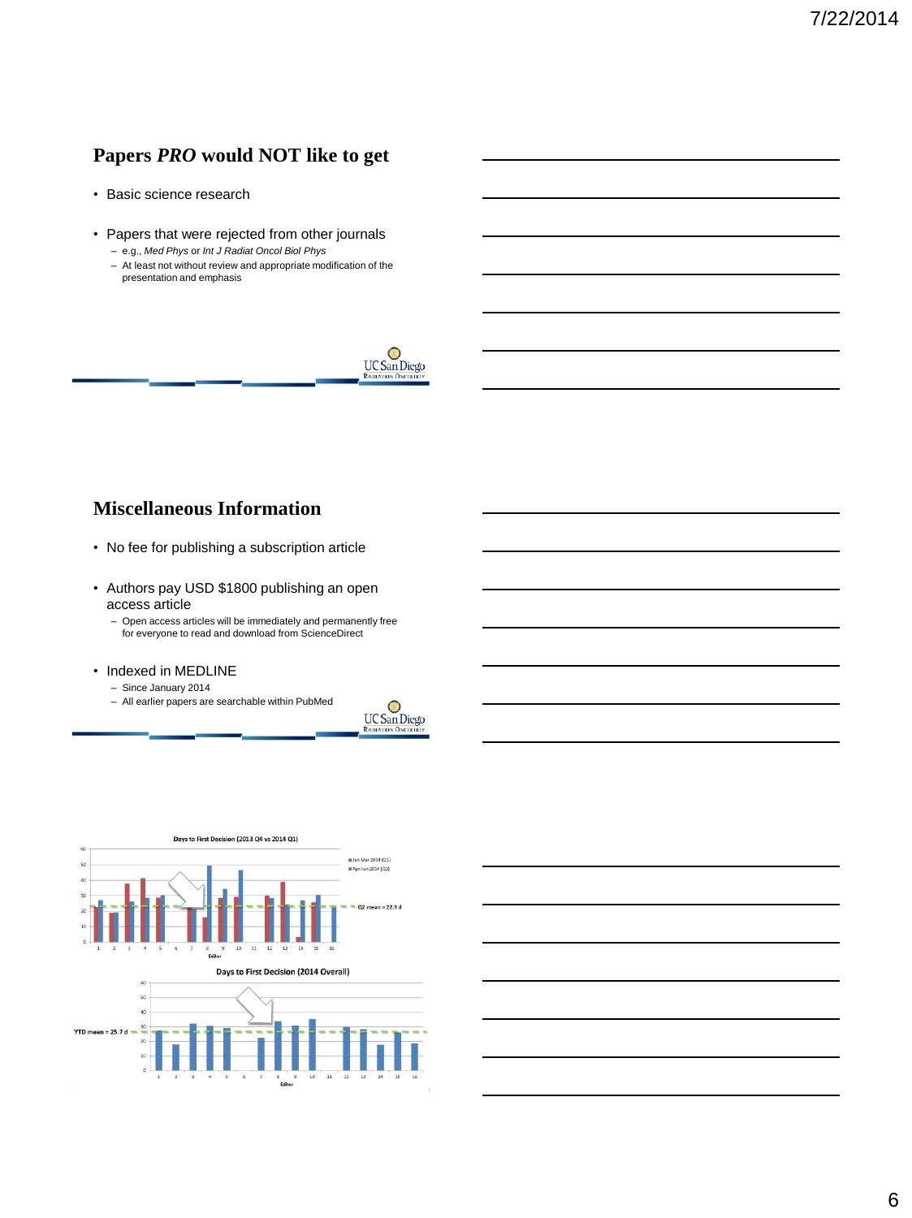## Papers *PRO* would NOT like to get

- Basic science research
- Papers that were rejected from other journals
  - e.g., *Med Phys* or *Int J Radiat Oncol Biol Phys*
  - At least not without review and appropriate modification of the presentation and emphasis

## Miscellaneous Information

- No fee for publishing a subscription article
- Authors pay USD $1800 publishing an open access article
  - Open access articles will be immediately and permanently free for everyone to read and download from ScienceDirect
- Indexed in MEDLINE
  - Since January 2014
  - All earlier papers are searchable within PubMed

Days to First Decision (2013 Q4 vs 2014 Q1)

Jan-Mar 2014 (Q1)
Apr-Jun 2014 (Q2)

Q2 mean = 22.9 d

Editor

Days to First Decision (2014 Overall)

YTD mean = 25.7 d

Editor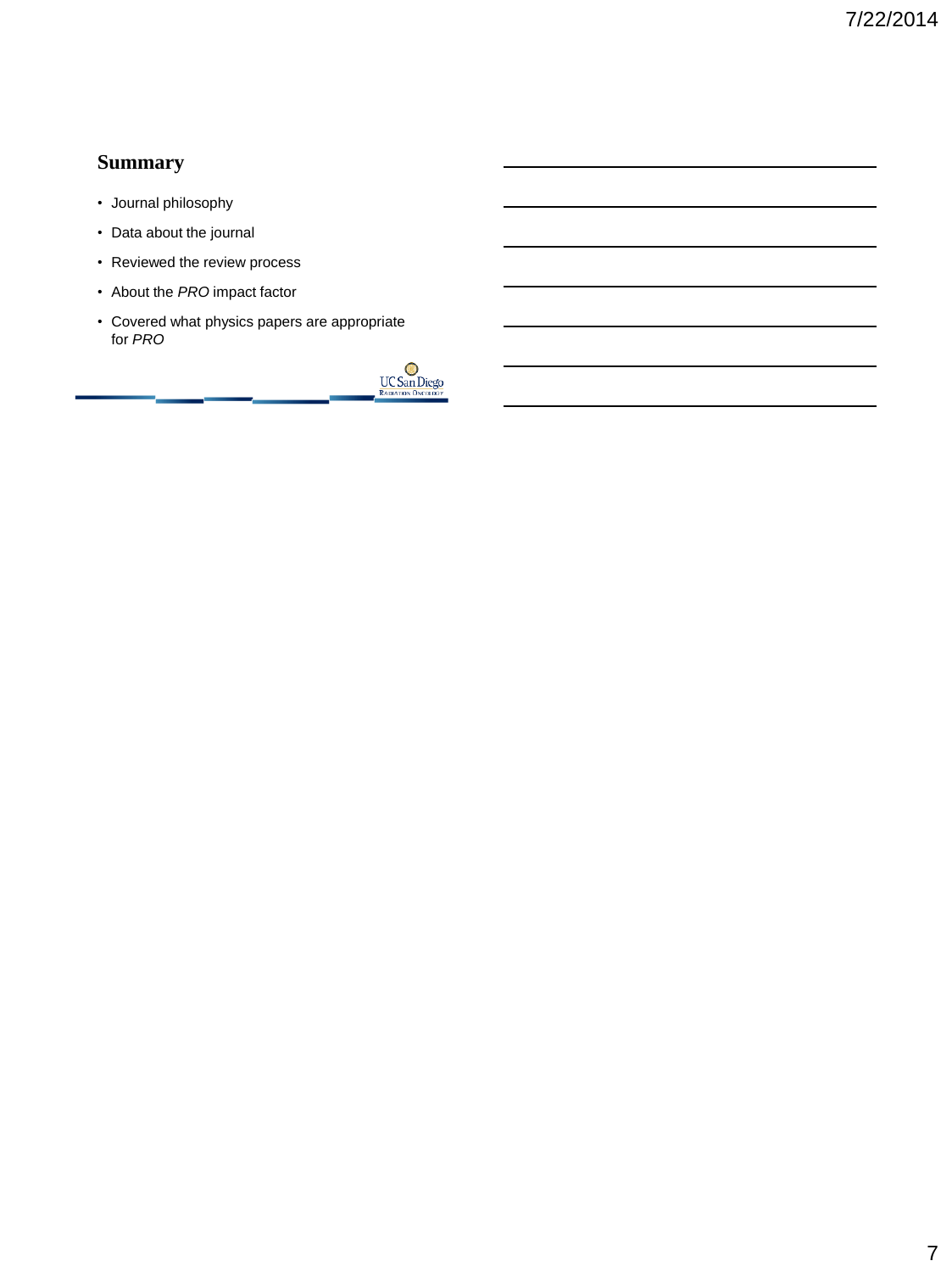## Summary

- Journal philosophy
- Data about the journal
- Reviewed the review process
- About the *PRO* impact factor
- Covered what physics papers are appropriate for *PRO*

UC San Diego
Radiation Oncology